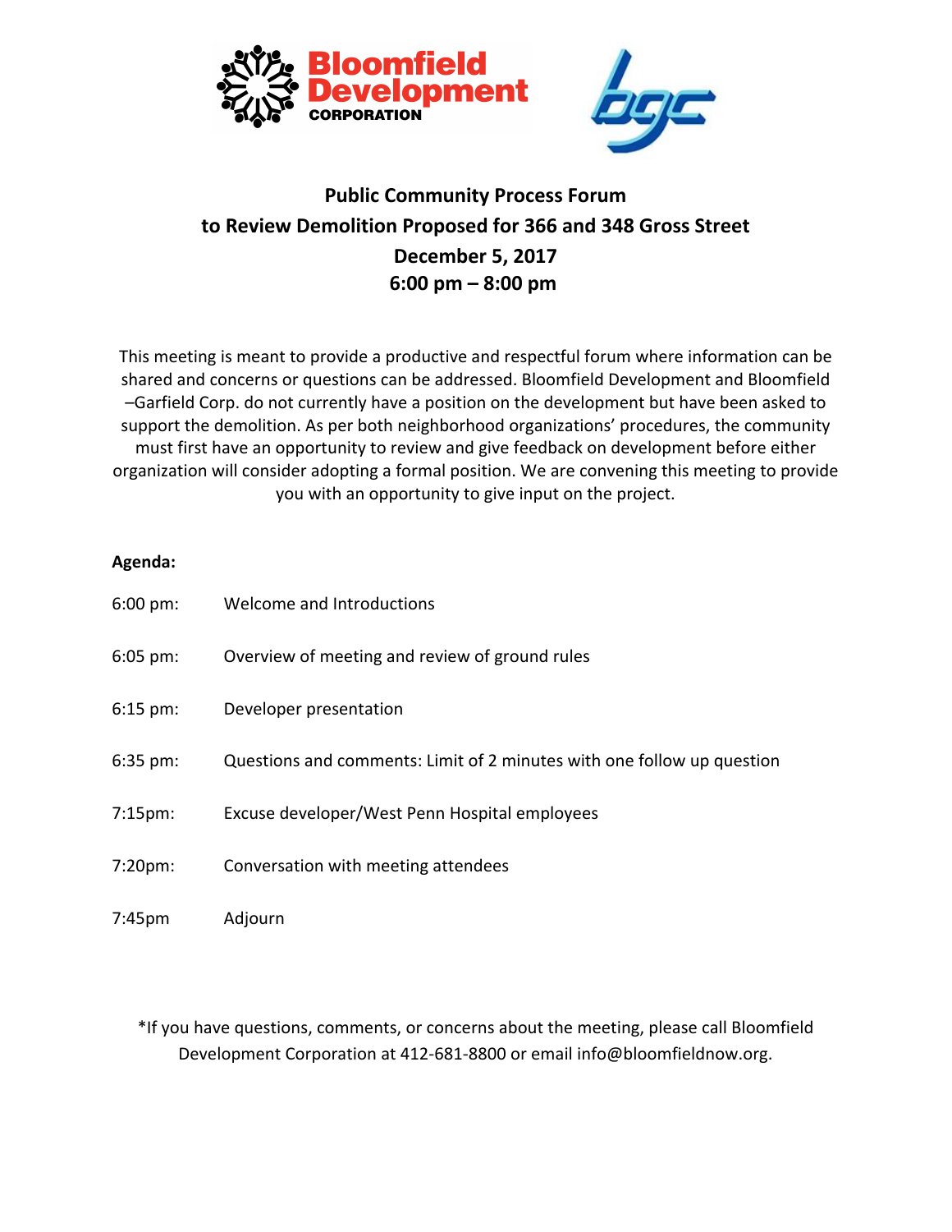# Public Community Process Forum
## to Review Demolition Proposed for 366 and 348 Gross Street
### December 5, 2017
### 6:00 pm – 8:00 pm

This meeting is meant to provide a productive and respectful forum where information can be shared and concerns or questions can be addressed. Bloomfield Development and Bloomfield –Garfield Corp. do not currently have a position on the development but have been asked to support the demolition. As per both neighborhood organizations' procedures, the community must first have an opportunity to review and give feedback on development before either organization will consider adopting a formal position. We are convening this meeting to provide you with an opportunity to give input on the project.

**Agenda:**

| | |
|---|---|
| 6:00 pm: | Welcome and Introductions |
| 6:05 pm: | Overview of meeting and review of ground rules |
| 6:15 pm: | Developer presentation |
| 6:35 pm: | Questions and comments: Limit of 2 minutes with one follow up question |
| 7:15pm: | Excuse developer/West Penn Hospital employees |
| 7:20pm: | Conversation with meeting attendees |
| 7:45pm | Adjourn |

*If you have questions, comments, or concerns about the meeting, please call Bloomfield Development Corporation at 412-681-8800 or email info@bloomfieldnow.org.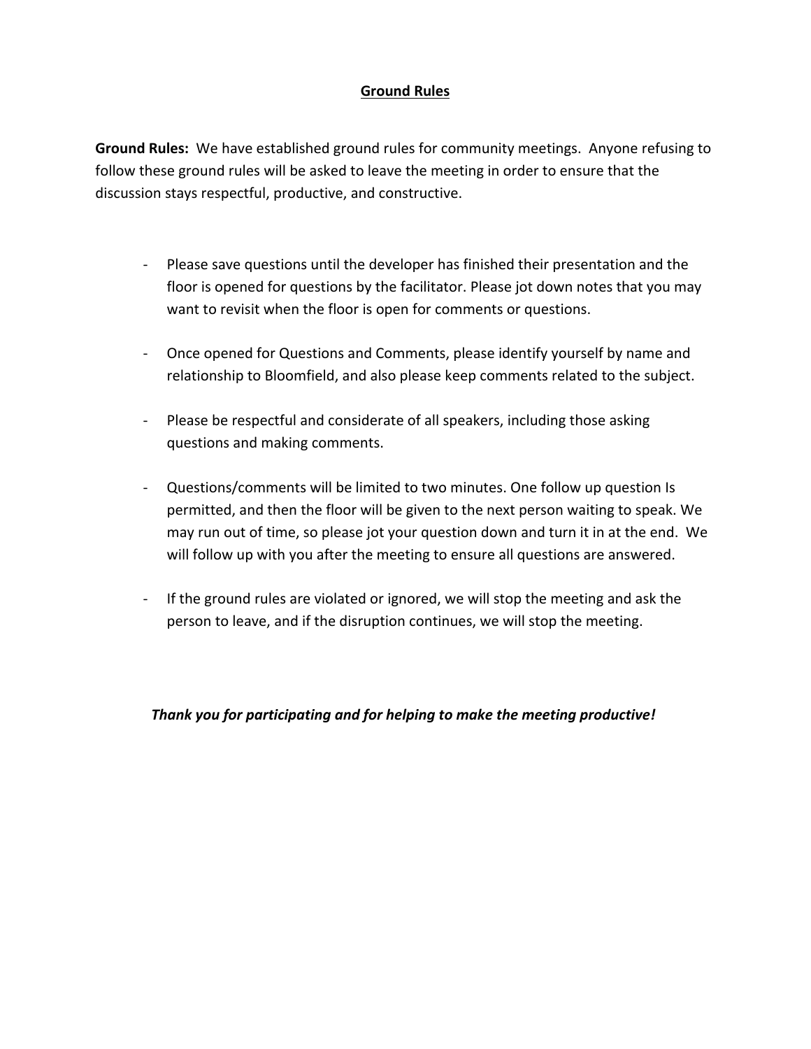# Ground Rules

**Ground Rules:** We have established ground rules for community meetings. Anyone refusing to follow these ground rules will be asked to leave the meeting in order to ensure that the discussion stays respectful, productive, and constructive.

- Please save questions until the developer has finished their presentation and the floor is opened for questions by the facilitator. Please jot down notes that you may want to revisit when the floor is open for comments or questions.

- Once opened for Questions and Comments, please identify yourself by name and relationship to Bloomfield, and also please keep comments related to the subject.

- Please be respectful and considerate of all speakers, including those asking questions and making comments.

- Questions/comments will be limited to two minutes. One follow up question Is permitted, and then the floor will be given to the next person waiting to speak. We may run out of time, so please jot your question down and turn it in at the end. We will follow up with you after the meeting to ensure all questions are answered.

- If the ground rules are violated or ignored, we will stop the meeting and ask the person to leave, and if the disruption continues, we will stop the meeting.

***Thank you for participating and for helping to make the meeting productive!***